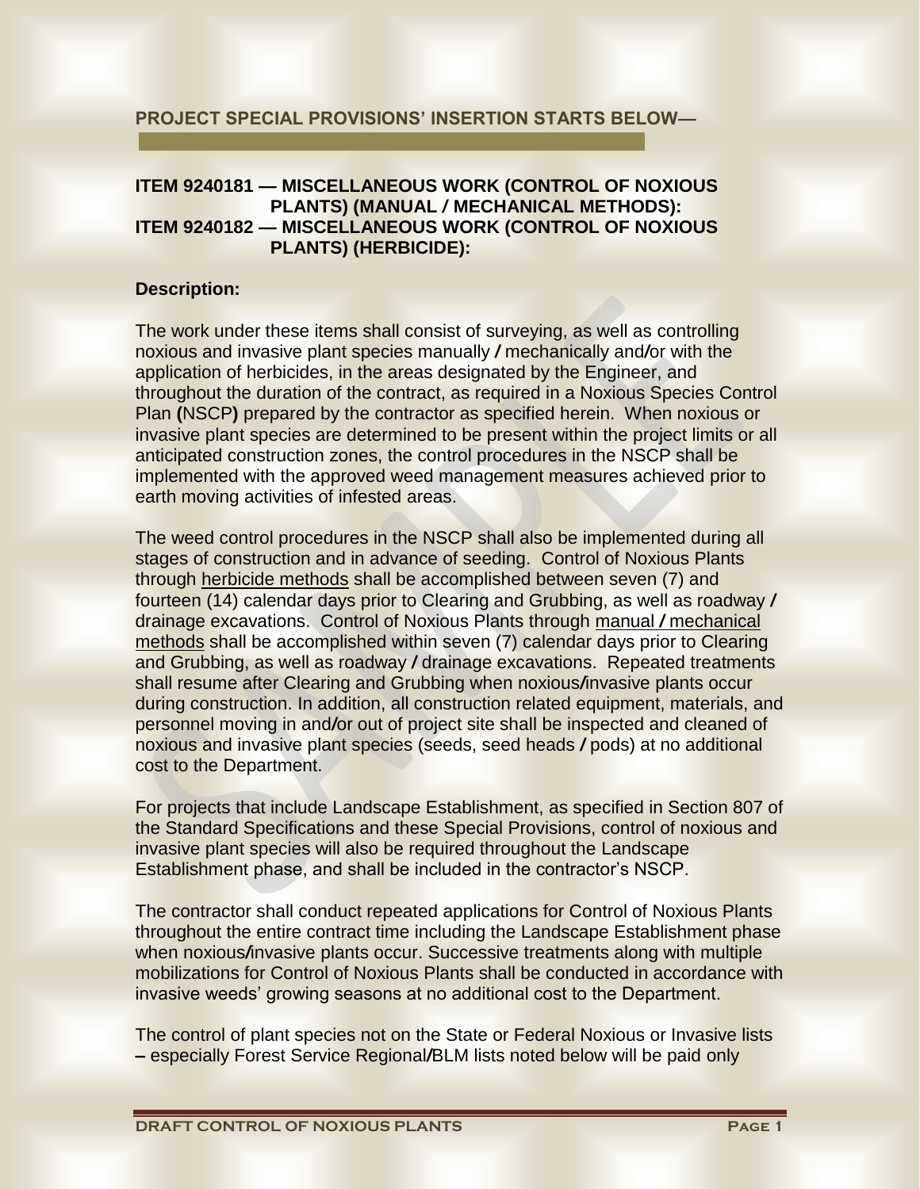**PROJECT SPECIAL PROVISIONS' INSERTION STARTS BELOW—**

## ITEM 9240181 — MISCELLANEOUS WORK (CONTROL OF NOXIOUS PLANTS) (MANUAL / MECHANICAL METHODS):
## ITEM 9240182 — MISCELLANEOUS WORK (CONTROL OF NOXIOUS PLANTS) (HERBICIDE):

### Description:

The work under these items shall consist of surveying, as well as controlling noxious and invasive plant species manually / mechanically and/or with the application of herbicides, in the areas designated by the Engineer, and throughout the duration of the contract, as required in a Noxious Species Control Plan (NSCP) prepared by the contractor as specified herein. When noxious or invasive plant species are determined to be present within the project limits or all anticipated construction zones, the control procedures in the NSCP shall be implemented with the approved weed management measures achieved prior to earth moving activities of infested areas.

The weed control procedures in the NSCP shall also be implemented during all stages of construction and in advance of seeding. Control of Noxious Plants through <u>herbicide methods</u> shall be accomplished between seven (7) and fourteen (14) calendar days prior to Clearing and Grubbing, as well as roadway / drainage excavations. Control of Noxious Plants through <u>manual / mechanical methods</u> shall be accomplished within seven (7) calendar days prior to Clearing and Grubbing, as well as roadway / drainage excavations. Repeated treatments shall resume after Clearing and Grubbing when noxious/invasive plants occur during construction. In addition, all construction related equipment, materials, and personnel moving in and/or out of project site shall be inspected and cleaned of noxious and invasive plant species (seeds, seed heads / pods) at no additional cost to the Department.

For projects that include Landscape Establishment, as specified in Section 807 of the Standard Specifications and these Special Provisions, control of noxious and invasive plant species will also be required throughout the Landscape Establishment phase, and shall be included in the contractor's NSCP.

The contractor shall conduct repeated applications for Control of Noxious Plants throughout the entire contract time including the Landscape Establishment phase when noxious/invasive plants occur. Successive treatments along with multiple mobilizations for Control of Noxious Plants shall be conducted in accordance with invasive weeds' growing seasons at no additional cost to the Department.

The control of plant species not on the State or Federal Noxious or Invasive lists – especially Forest Service Regional/BLM lists noted below will be paid only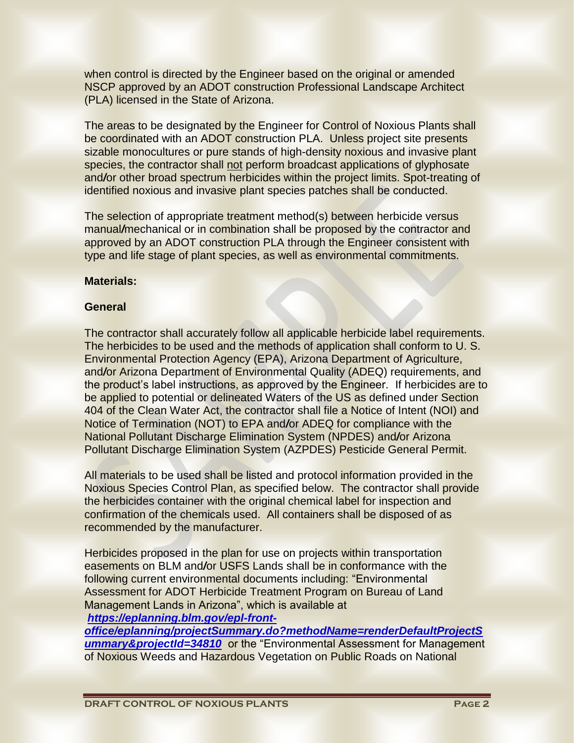when control is directed by the Engineer based on the original or amended NSCP approved by an ADOT construction Professional Landscape Architect (PLA) licensed in the State of Arizona.

The areas to be designated by the Engineer for Control of Noxious Plants shall be coordinated with an ADOT construction PLA. Unless project site presents sizable monocultures or pure stands of high-density noxious and invasive plant species, the contractor shall not perform broadcast applications of glyphosate and/or other broad spectrum herbicides within the project limits. Spot-treating of identified noxious and invasive plant species patches shall be conducted.

The selection of appropriate treatment method(s) between herbicide versus manual/mechanical or in combination shall be proposed by the contractor and approved by an ADOT construction PLA through the Engineer consistent with type and life stage of plant species, as well as environmental commitments.

**Materials:**

**General**

The contractor shall accurately follow all applicable herbicide label requirements. The herbicides to be used and the methods of application shall conform to U. S. Environmental Protection Agency (EPA), Arizona Department of Agriculture, and/or Arizona Department of Environmental Quality (ADEQ) requirements, and the product's label instructions, as approved by the Engineer. If herbicides are to be applied to potential or delineated Waters of the US as defined under Section 404 of the Clean Water Act, the contractor shall file a Notice of Intent (NOI) and Notice of Termination (NOT) to EPA and/or ADEQ for compliance with the National Pollutant Discharge Elimination System (NPDES) and/or Arizona Pollutant Discharge Elimination System (AZPDES) Pesticide General Permit.

All materials to be used shall be listed and protocol information provided in the Noxious Species Control Plan, as specified below. The contractor shall provide the herbicides container with the original chemical label for inspection and confirmation of the chemicals used. All containers shall be disposed of as recommended by the manufacturer.

Herbicides proposed in the plan for use on projects within transportation easements on BLM and/or USFS Lands shall be in conformance with the following current environmental documents including: "Environmental Assessment for ADOT Herbicide Treatment Program on Bureau of Land Management Lands in Arizona", which is available at ***https://eplanning.blm.gov/epl-front-office/eplanning/projectSummary.do?methodName=renderDefaultProjectSummary&projectId=34810*** or the "Environmental Assessment for Management of Noxious Weeds and Hazardous Vegetation on Public Roads on National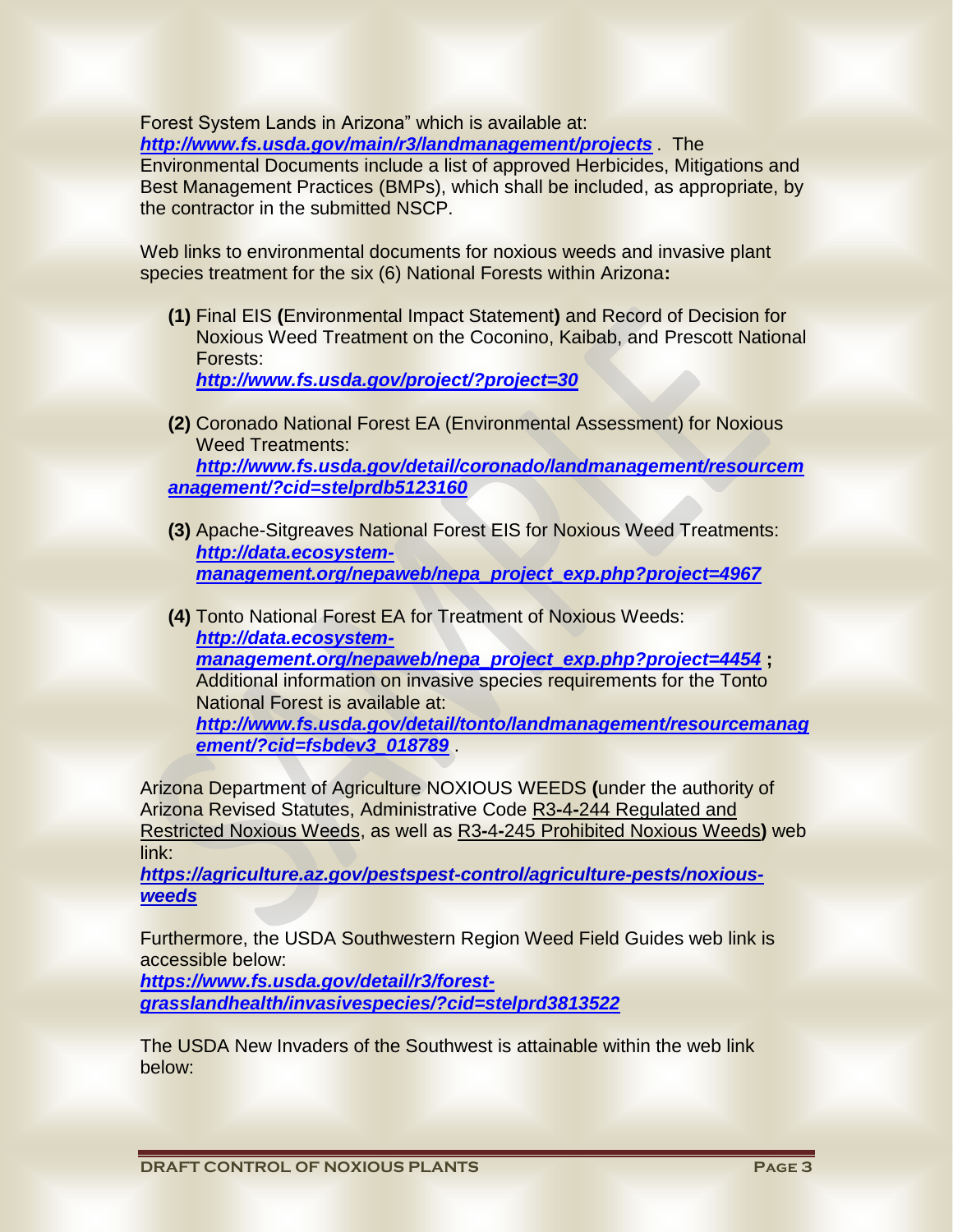Forest System Lands in Arizona" which is available at: ***http://www.fs.usda.gov/main/r3/landmanagement/projects*** . The Environmental Documents include a list of approved Herbicides, Mitigations and Best Management Practices (BMPs), which shall be included, as appropriate, by the contractor in the submitted NSCP.

Web links to environmental documents for noxious weeds and invasive plant species treatment for the six (6) National Forests within Arizona**:**

**(1)** Final EIS **(**Environmental Impact Statement**)** and Record of Decision for Noxious Weed Treatment on the Coconino, Kaibab, and Prescott National Forests:
***http://www.fs.usda.gov/project/?project=30***

**(2)** Coronado National Forest EA (Environmental Assessment) for Noxious Weed Treatments:
***http://www.fs.usda.gov/detail/coronado/landmanagement/resourcemanagement/?cid=stelprdb5123160***

**(3)** Apache-Sitgreaves National Forest EIS for Noxious Weed Treatments:
***http://data.ecosystem-management.org/nepaweb/nepa_project_exp.php?project=4967***

**(4)** Tonto National Forest EA for Treatment of Noxious Weeds:
***http://data.ecosystem-management.org/nepaweb/nepa_project_exp.php?project=4454*** **;** Additional information on invasive species requirements for the Tonto National Forest is available at:
***http://www.fs.usda.gov/detail/tonto/landmanagement/resourcemanagement/?cid=fsbdev3_018789*** .

Arizona Department of Agriculture NOXIOUS WEEDS **(**under the authority of Arizona Revised Statutes, Administrative Code R3**-**4**-**244 Regulated and Restricted Noxious Weeds, as well as R3**-**4**-**245 Prohibited Noxious Weeds**)** web link:
***https://agriculture.az.gov/pestspest-control/agriculture-pests/noxious-weeds***

Furthermore, the USDA Southwestern Region Weed Field Guides web link is accessible below:
***https://www.fs.usda.gov/detail/r3/forest-grasslandhealth/invasivespecies/?cid=stelprd3813522***

The USDA New Invaders of the Southwest is attainable within the web link below: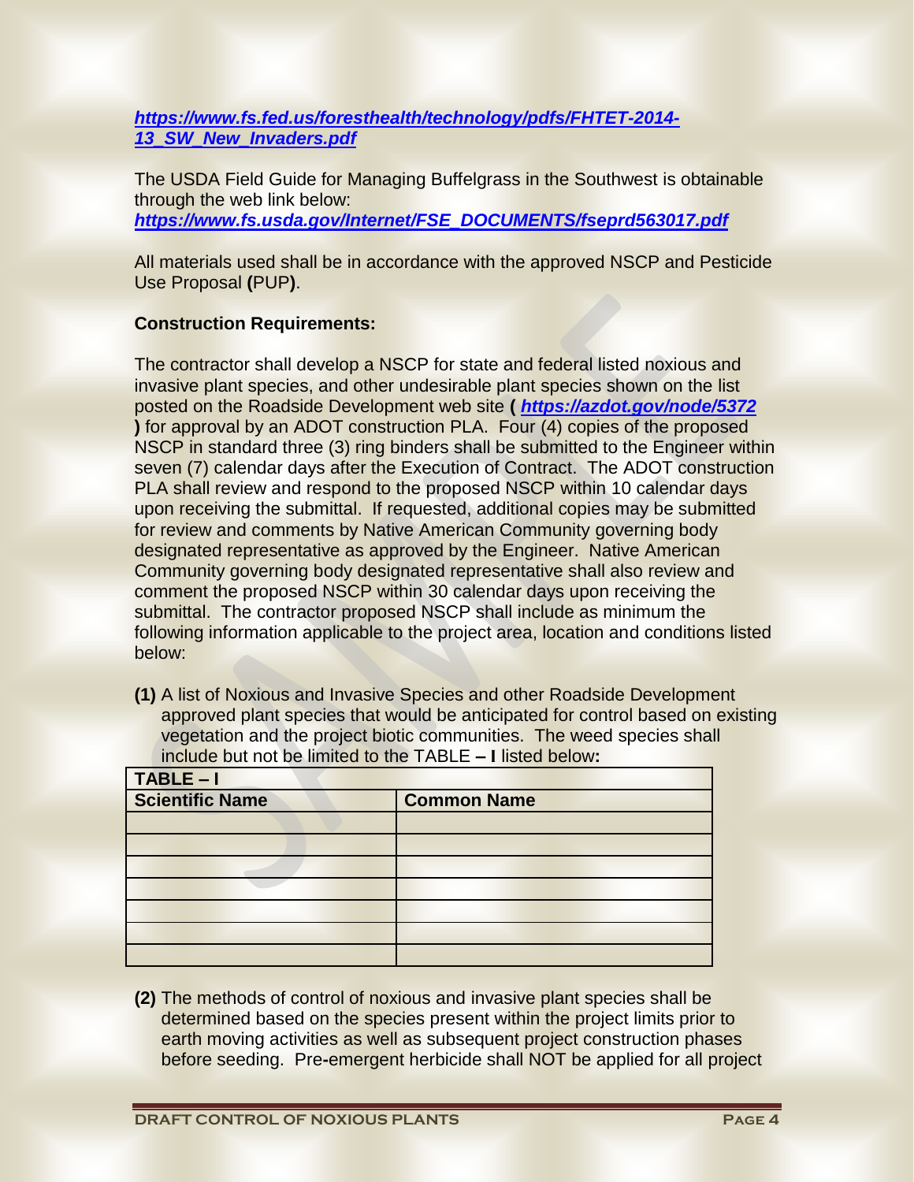***https://www.fs.fed.us/foresthealth/technology/pdfs/FHTET-2014-13_SW_New_Invaders.pdf***

The USDA Field Guide for Managing Buffelgrass in the Southwest is obtainable through the web link below:
***https://www.fs.usda.gov/Internet/FSE_DOCUMENTS/fseprd563017.pdf***

All materials used shall be in accordance with the approved NSCP and Pesticide Use Proposal **(**PUP**)**.

**Construction Requirements:**

The contractor shall develop a NSCP for state and federal listed noxious and invasive plant species, and other undesirable plant species shown on the list posted on the Roadside Development web site **(** ***https://azdot.gov/node/5372*** **)** for approval by an ADOT construction PLA. Four (4) copies of the proposed NSCP in standard three (3) ring binders shall be submitted to the Engineer within seven (7) calendar days after the Execution of Contract. The ADOT construction PLA shall review and respond to the proposed NSCP within 10 calendar days upon receiving the submittal. If requested, additional copies may be submitted for review and comments by Native American Community governing body designated representative as approved by the Engineer. Native American Community governing body designated representative shall also review and comment the proposed NSCP within 30 calendar days upon receiving the submittal. The contractor proposed NSCP shall include as minimum the following information applicable to the project area, location and conditions listed below:

**(1)** A list of Noxious and Invasive Species and other Roadside Development approved plant species that would be anticipated for control based on existing vegetation and the project biotic communities. The weed species shall include but not be limited to the TABLE **– I** listed below**:**

| **TABLE – I** | |
|---|---|
| **Scientific Name** | **Common Name** |
| | |
| | |
| | |
| | |
| | |
| | |
| | |

**(2)** The methods of control of noxious and invasive plant species shall be determined based on the species present within the project limits prior to earth moving activities as well as subsequent project construction phases before seeding. Pre**-**emergent herbicide shall NOT be applied for all project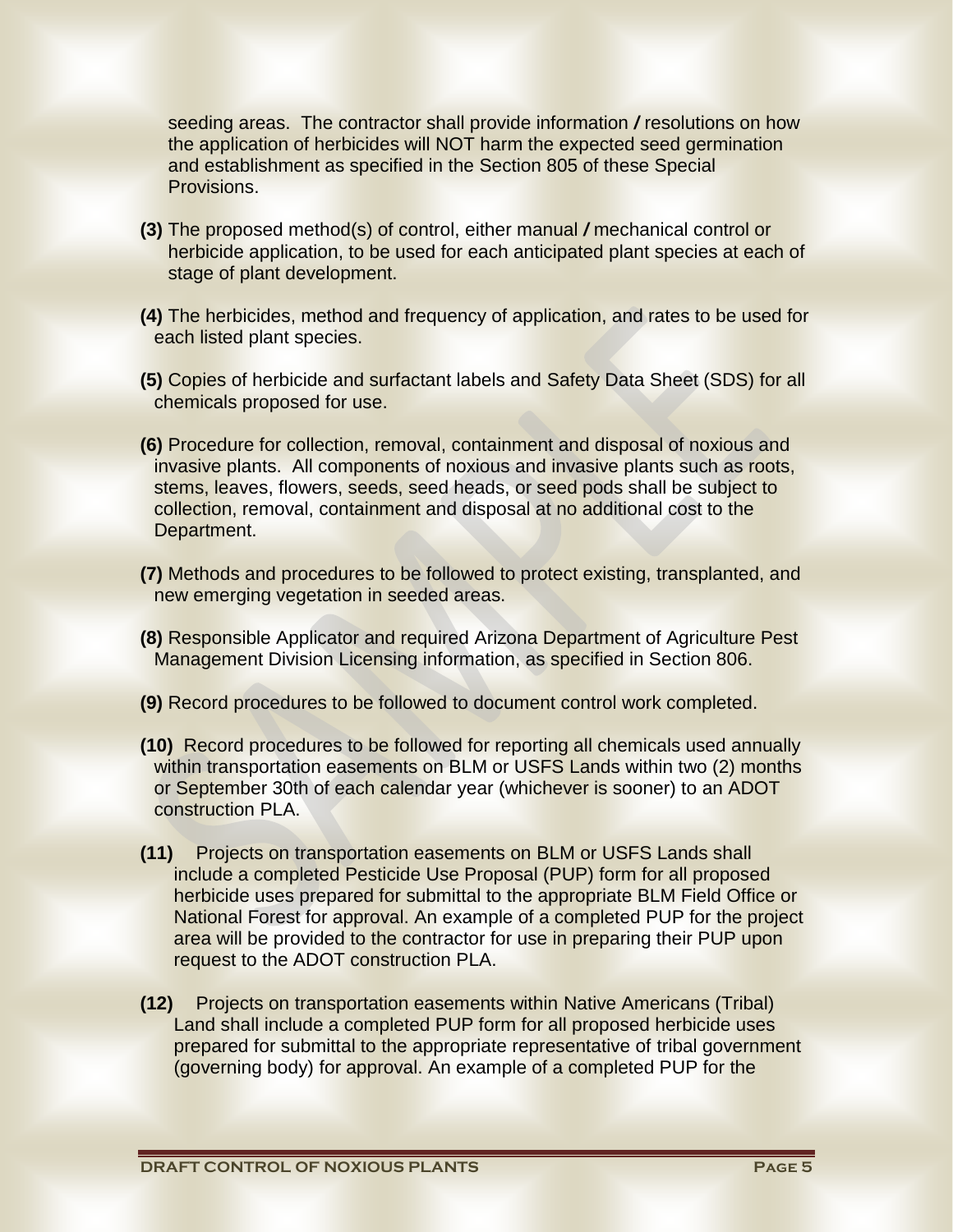seeding areas. The contractor shall provide information / resolutions on how the application of herbicides will NOT harm the expected seed germination and establishment as specified in the Section 805 of these Special Provisions.

**(3)** The proposed method(s) of control, either manual / mechanical control or herbicide application, to be used for each anticipated plant species at each of stage of plant development.

**(4)** The herbicides, method and frequency of application, and rates to be used for each listed plant species.

**(5)** Copies of herbicide and surfactant labels and Safety Data Sheet (SDS) for all chemicals proposed for use.

**(6)** Procedure for collection, removal, containment and disposal of noxious and invasive plants. All components of noxious and invasive plants such as roots, stems, leaves, flowers, seeds, seed heads, or seed pods shall be subject to collection, removal, containment and disposal at no additional cost to the Department.

**(7)** Methods and procedures to be followed to protect existing, transplanted, and new emerging vegetation in seeded areas.

**(8)** Responsible Applicator and required Arizona Department of Agriculture Pest Management Division Licensing information, as specified in Section 806.

**(9)** Record procedures to be followed to document control work completed.

**(10)** Record procedures to be followed for reporting all chemicals used annually within transportation easements on BLM or USFS Lands within two (2) months or September 30th of each calendar year (whichever is sooner) to an ADOT construction PLA.

**(11)** Projects on transportation easements on BLM or USFS Lands shall include a completed Pesticide Use Proposal (PUP) form for all proposed herbicide uses prepared for submittal to the appropriate BLM Field Office or National Forest for approval. An example of a completed PUP for the project area will be provided to the contractor for use in preparing their PUP upon request to the ADOT construction PLA.

**(12)** Projects on transportation easements within Native Americans (Tribal) Land shall include a completed PUP form for all proposed herbicide uses prepared for submittal to the appropriate representative of tribal government (governing body) for approval. An example of a completed PUP for the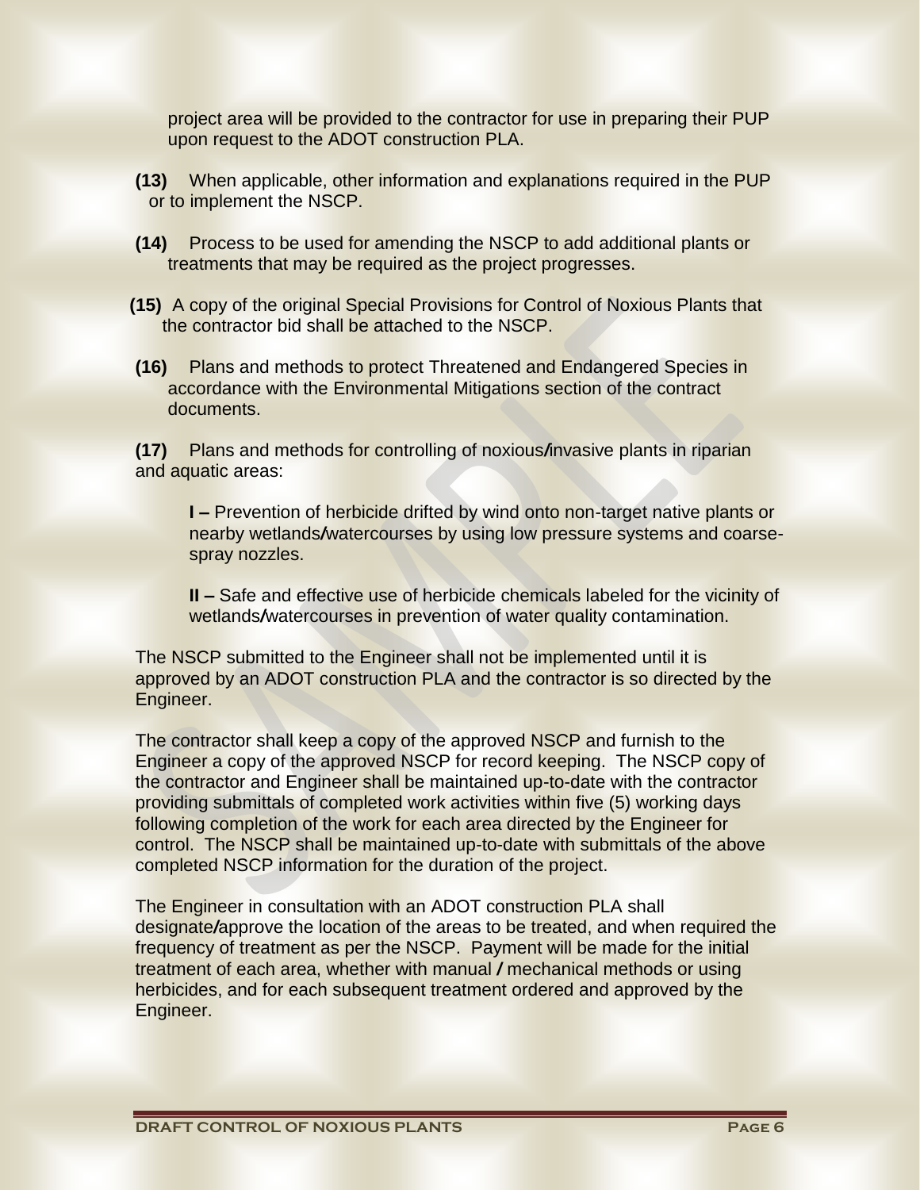project area will be provided to the contractor for use in preparing their PUP upon request to the ADOT construction PLA.

**(13)** When applicable, other information and explanations required in the PUP or to implement the NSCP.

**(14)** Process to be used for amending the NSCP to add additional plants or treatments that may be required as the project progresses.

**(15)** A copy of the original Special Provisions for Control of Noxious Plants that the contractor bid shall be attached to the NSCP.

**(16)** Plans and methods to protect Threatened and Endangered Species in accordance with the Environmental Mitigations section of the contract documents.

**(17)** Plans and methods for controlling of noxious/invasive plants in riparian and aquatic areas:

> **I –** Prevention of herbicide drifted by wind onto non-target native plants or nearby wetlands/watercourses by using low pressure systems and coarse-spray nozzles.
>
> **II –** Safe and effective use of herbicide chemicals labeled for the vicinity of wetlands/watercourses in prevention of water quality contamination.

The NSCP submitted to the Engineer shall not be implemented until it is approved by an ADOT construction PLA and the contractor is so directed by the Engineer.

The contractor shall keep a copy of the approved NSCP and furnish to the Engineer a copy of the approved NSCP for record keeping. The NSCP copy of the contractor and Engineer shall be maintained up-to-date with the contractor providing submittals of completed work activities within five (5) working days following completion of the work for each area directed by the Engineer for control. The NSCP shall be maintained up-to-date with submittals of the above completed NSCP information for the duration of the project.

The Engineer in consultation with an ADOT construction PLA shall designate/approve the location of the areas to be treated, and when required the frequency of treatment as per the NSCP. Payment will be made for the initial treatment of each area, whether with manual / mechanical methods or using herbicides, and for each subsequent treatment ordered and approved by the Engineer.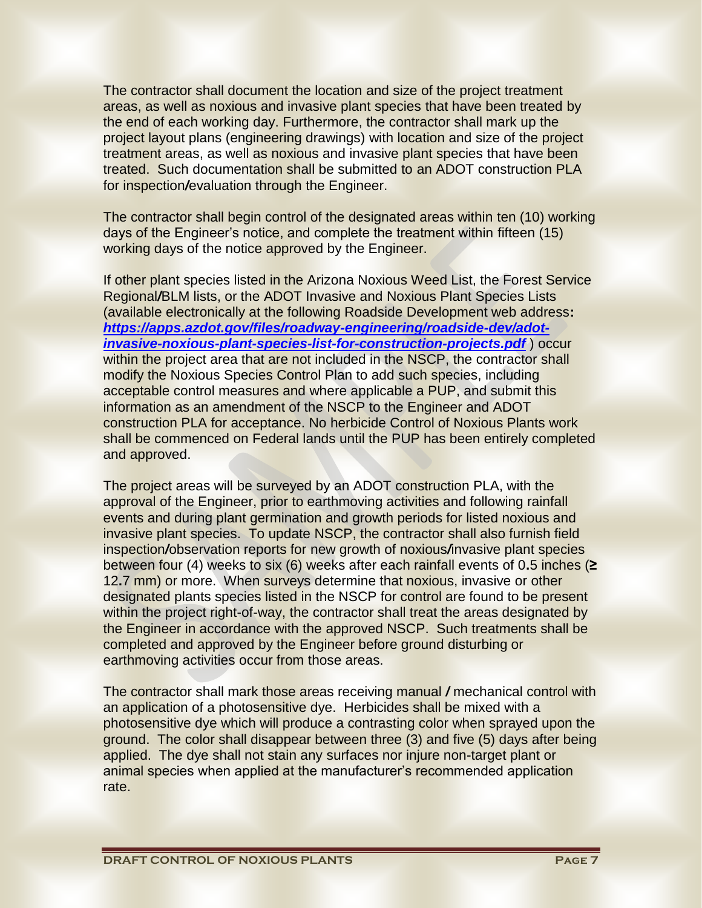The contractor shall document the location and size of the project treatment areas, as well as noxious and invasive plant species that have been treated by the end of each working day. Furthermore, the contractor shall mark up the project layout plans (engineering drawings) with location and size of the project treatment areas, as well as noxious and invasive plant species that have been treated. Such documentation shall be submitted to an ADOT construction PLA for inspection/evaluation through the Engineer.

The contractor shall begin control of the designated areas within ten (10) working days of the Engineer's notice, and complete the treatment within fifteen (15) working days of the notice approved by the Engineer.

If other plant species listed in the Arizona Noxious Weed List, the Forest Service Regional/BLM lists, or the ADOT Invasive and Noxious Plant Species Lists (available electronically at the following Roadside Development web address: ***https://apps.azdot.gov/files/roadway-engineering/roadside-dev/adot-invasive-noxious-plant-species-list-for-construction-projects.pdf*** ) occur within the project area that are not included in the NSCP, the contractor shall modify the Noxious Species Control Plan to add such species, including acceptable control measures and where applicable a PUP, and submit this information as an amendment of the NSCP to the Engineer and ADOT construction PLA for acceptance. No herbicide Control of Noxious Plants work shall be commenced on Federal lands until the PUP has been entirely completed and approved.

The project areas will be surveyed by an ADOT construction PLA, with the approval of the Engineer, prior to earthmoving activities and following rainfall events and during plant germination and growth periods for listed noxious and invasive plant species. To update NSCP, the contractor shall also furnish field inspection/observation reports for new growth of noxious/invasive plant species between four (4) weeks to six (6) weeks after each rainfall events of 0.5 inches (≥ 12.7 mm) or more. When surveys determine that noxious, invasive or other designated plants species listed in the NSCP for control are found to be present within the project right-of-way, the contractor shall treat the areas designated by the Engineer in accordance with the approved NSCP. Such treatments shall be completed and approved by the Engineer before ground disturbing or earthmoving activities occur from those areas.

The contractor shall mark those areas receiving manual / mechanical control with an application of a photosensitive dye. Herbicides shall be mixed with a photosensitive dye which will produce a contrasting color when sprayed upon the ground. The color shall disappear between three (3) and five (5) days after being applied. The dye shall not stain any surfaces nor injure non-target plant or animal species when applied at the manufacturer's recommended application rate.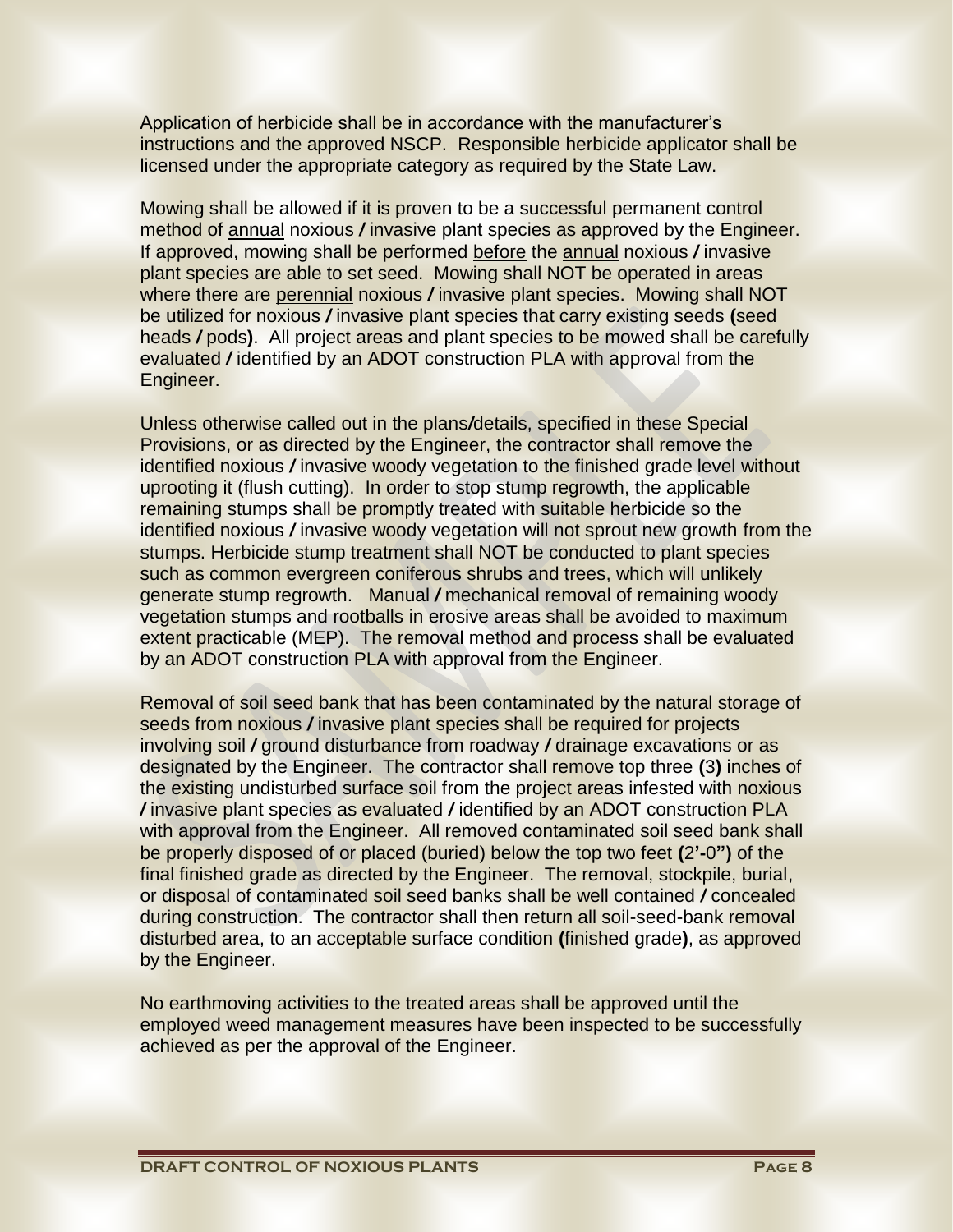Application of herbicide shall be in accordance with the manufacturer's instructions and the approved NSCP. Responsible herbicide applicator shall be licensed under the appropriate category as required by the State Law.

Mowing shall be allowed if it is proven to be a successful permanent control method of <u>annual</u> noxious **/** invasive plant species as approved by the Engineer. If approved, mowing shall be performed <u>before</u> the <u>annual</u> noxious **/** invasive plant species are able to set seed. Mowing shall NOT be operated in areas where there are <u>perennial</u> noxious **/** invasive plant species. Mowing shall NOT be utilized for noxious **/** invasive plant species that carry existing seeds **(**seed heads **/** pods**)**. All project areas and plant species to be mowed shall be carefully evaluated **/** identified by an ADOT construction PLA with approval from the Engineer.

Unless otherwise called out in the plans**/**details, specified in these Special Provisions, or as directed by the Engineer, the contractor shall remove the identified noxious **/** invasive woody vegetation to the finished grade level without uprooting it (flush cutting). In order to stop stump regrowth, the applicable remaining stumps shall be promptly treated with suitable herbicide so the identified noxious **/** invasive woody vegetation will not sprout new growth from the stumps. Herbicide stump treatment shall NOT be conducted to plant species such as common evergreen coniferous shrubs and trees, which will unlikely generate stump regrowth. Manual **/** mechanical removal of remaining woody vegetation stumps and rootballs in erosive areas shall be avoided to maximum extent practicable (MEP). The removal method and process shall be evaluated by an ADOT construction PLA with approval from the Engineer.

Removal of soil seed bank that has been contaminated by the natural storage of seeds from noxious **/** invasive plant species shall be required for projects involving soil **/** ground disturbance from roadway **/** drainage excavations or as designated by the Engineer. The contractor shall remove top three **(**3**)** inches of the existing undisturbed surface soil from the project areas infested with noxious **/** invasive plant species as evaluated **/** identified by an ADOT construction PLA with approval from the Engineer. All removed contaminated soil seed bank shall be properly disposed of or placed (buried) below the top two feet **(**2'-0**")** of the final finished grade as directed by the Engineer. The removal, stockpile, burial, or disposal of contaminated soil seed banks shall be well contained **/** concealed during construction. The contractor shall then return all soil-seed-bank removal disturbed area, to an acceptable surface condition **(**finished grade**)**, as approved by the Engineer.

No earthmoving activities to the treated areas shall be approved until the employed weed management measures have been inspected to be successfully achieved as per the approval of the Engineer.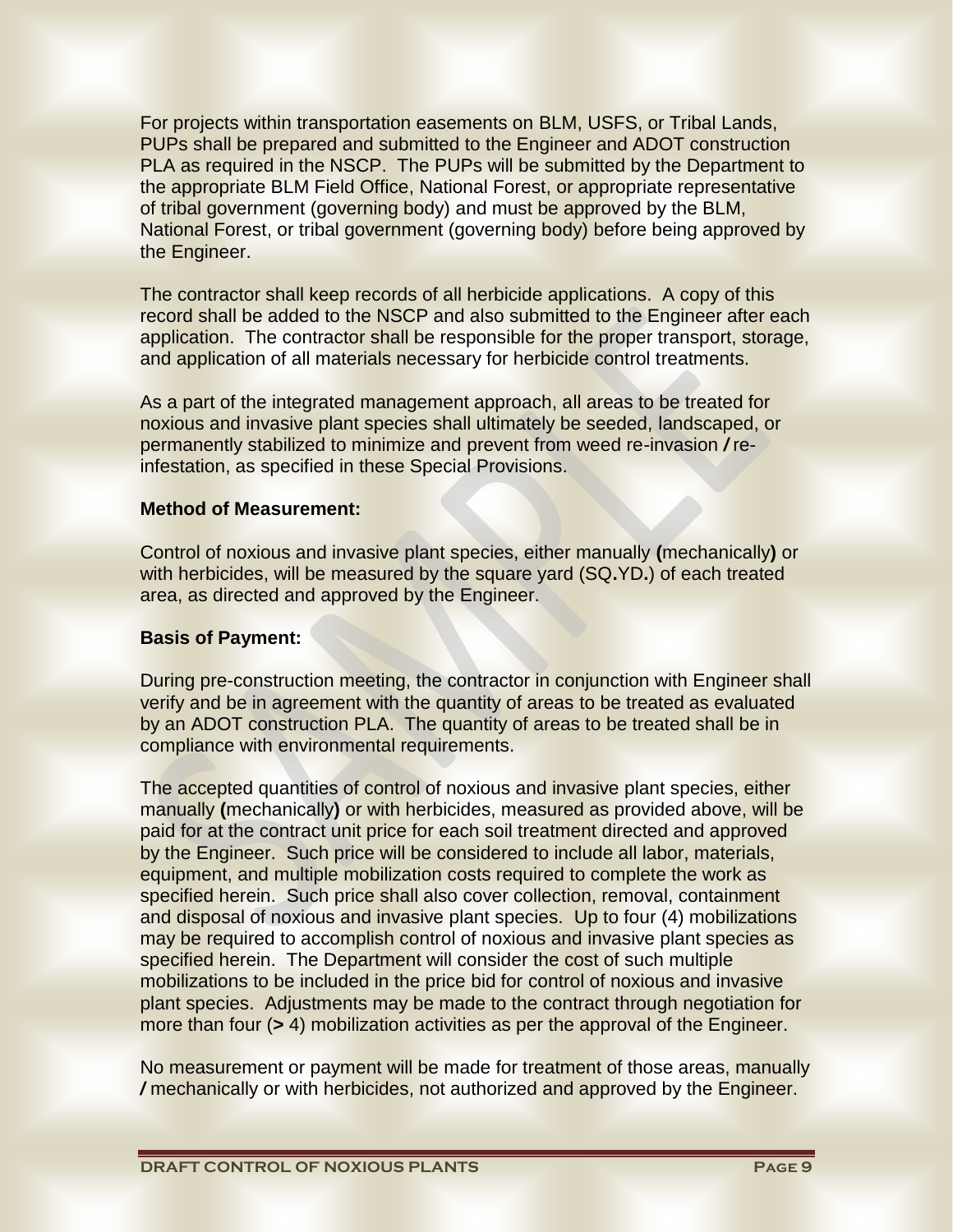For projects within transportation easements on BLM, USFS, or Tribal Lands, PUPs shall be prepared and submitted to the Engineer and ADOT construction PLA as required in the NSCP. The PUPs will be submitted by the Department to the appropriate BLM Field Office, National Forest, or appropriate representative of tribal government (governing body) and must be approved by the BLM, National Forest, or tribal government (governing body) before being approved by the Engineer.

The contractor shall keep records of all herbicide applications. A copy of this record shall be added to the NSCP and also submitted to the Engineer after each application. The contractor shall be responsible for the proper transport, storage, and application of all materials necessary for herbicide control treatments.

As a part of the integrated management approach, all areas to be treated for noxious and invasive plant species shall ultimately be seeded, landscaped, or permanently stabilized to minimize and prevent from weed re-invasion / re-infestation, as specified in these Special Provisions.

**Method of Measurement:**

Control of noxious and invasive plant species, either manually (mechanically) or with herbicides, will be measured by the square yard (SQ.YD.) of each treated area, as directed and approved by the Engineer.

**Basis of Payment:**

During pre-construction meeting, the contractor in conjunction with Engineer shall verify and be in agreement with the quantity of areas to be treated as evaluated by an ADOT construction PLA. The quantity of areas to be treated shall be in compliance with environmental requirements.

The accepted quantities of control of noxious and invasive plant species, either manually (mechanically) or with herbicides, measured as provided above, will be paid for at the contract unit price for each soil treatment directed and approved by the Engineer. Such price will be considered to include all labor, materials, equipment, and multiple mobilization costs required to complete the work as specified herein. Such price shall also cover collection, removal, containment and disposal of noxious and invasive plant species. Up to four (4) mobilizations may be required to accomplish control of noxious and invasive plant species as specified herein. The Department will consider the cost of such multiple mobilizations to be included in the price bid for control of noxious and invasive plant species. Adjustments may be made to the contract through negotiation for more than four (> 4) mobilization activities as per the approval of the Engineer.

No measurement or payment will be made for treatment of those areas, manually / mechanically or with herbicides, not authorized and approved by the Engineer.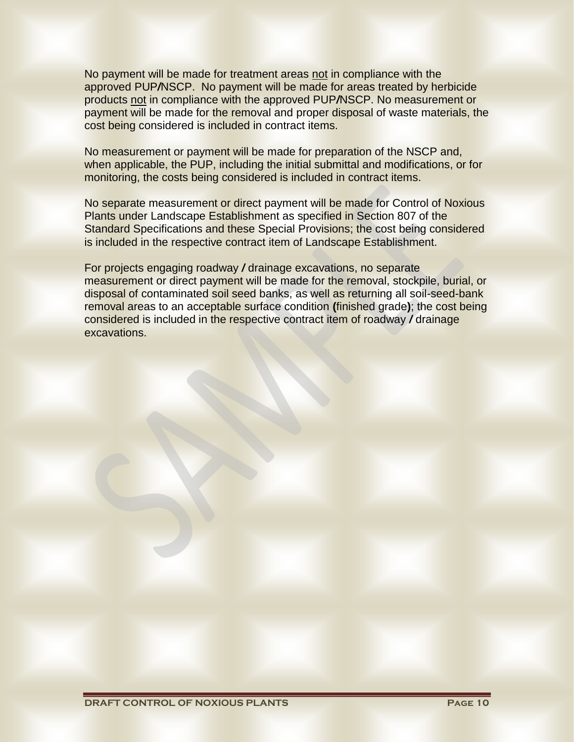No payment will be made for treatment areas not in compliance with the approved PUP/NSCP. No payment will be made for areas treated by herbicide products not in compliance with the approved PUP/NSCP. No measurement or payment will be made for the removal and proper disposal of waste materials, the cost being considered is included in contract items.

No measurement or payment will be made for preparation of the NSCP and, when applicable, the PUP, including the initial submittal and modifications, or for monitoring, the costs being considered is included in contract items.

No separate measurement or direct payment will be made for Control of Noxious Plants under Landscape Establishment as specified in Section 807 of the Standard Specifications and these Special Provisions; the cost being considered is included in the respective contract item of Landscape Establishment.

For projects engaging roadway / drainage excavations, no separate measurement or direct payment will be made for the removal, stockpile, burial, or disposal of contaminated soil seed banks, as well as returning all soil-seed-bank removal areas to an acceptable surface condition (finished grade); the cost being considered is included in the respective contract item of roadway / drainage excavations.